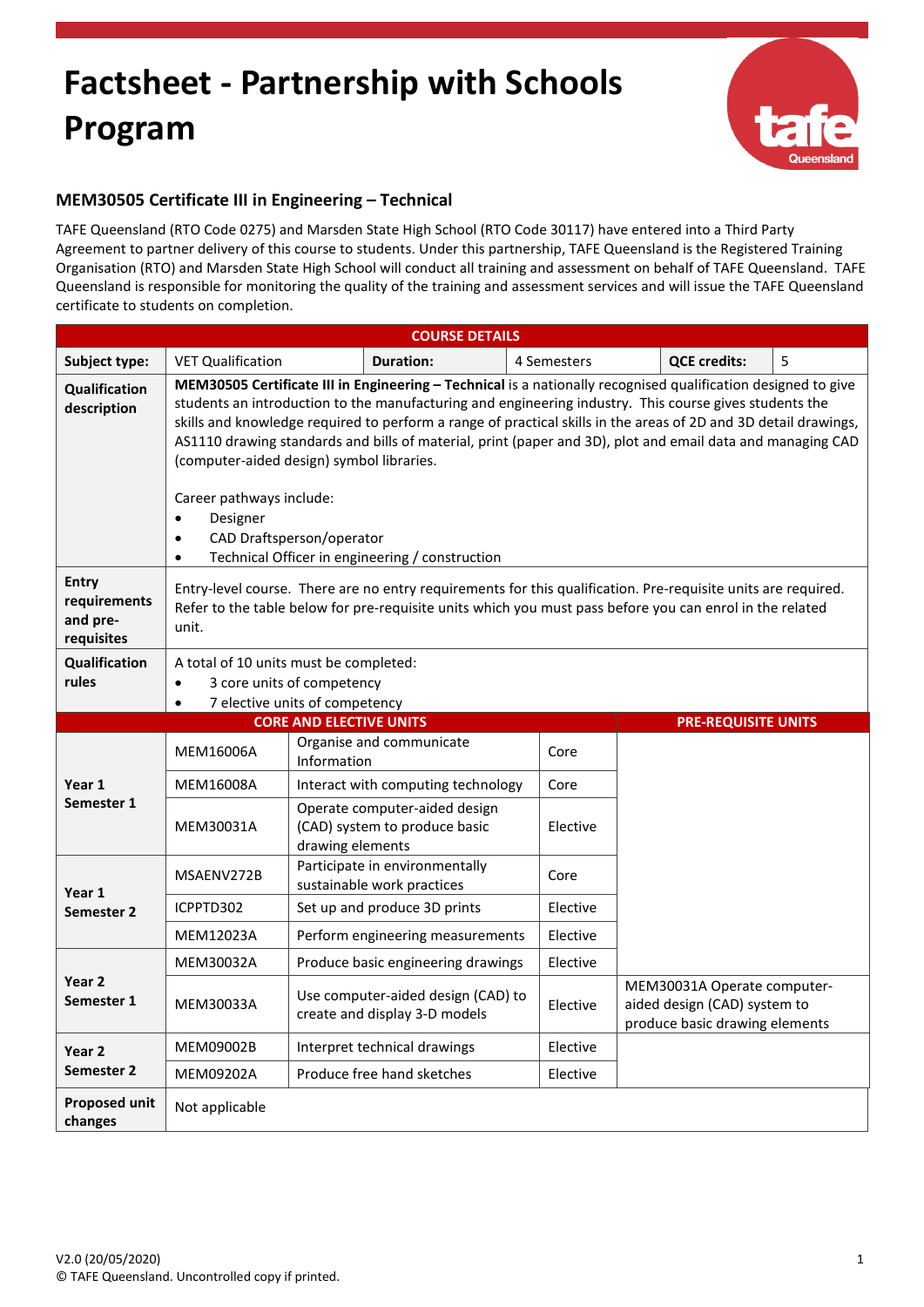# Factsheet - Partnership with Schools Program

## MEM30505 Certificate III in Engineering – Technical

TAFE Queensland (RTO Code 0275) and Marsden State High School (RTO Code 30117) have entered into a Third Party Agreement to partner delivery of this course to students. Under this partnership, TAFE Queensland is the Registered Training Organisation (RTO) and Marsden State High School will conduct all training and assessment on behalf of TAFE Queensland. TAFE Queensland is responsible for monitoring the quality of the training and assessment services and will issue the TAFE Queensland certificate to students on completion.

| COURSE DETAILS | | | | | |
|---|---|---|---|---|---|
| **Subject type:** | VET Qualification | **Duration:** | 4 Semesters | **QCE credits:** | 5 |
| **Qualification description** | **MEM30505 Certificate III in Engineering – Technical** is a nationally recognised qualification designed to give students an introduction to the manufacturing and engineering industry. This course gives students the skills and knowledge required to perform a range of practical skills in the areas of 2D and 3D detail drawings, AS1110 drawing standards and bills of material, print (paper and 3D), plot and email data and managing CAD (computer-aided design) symbol libraries.<br><br>Career pathways include:<br>• Designer<br>• CAD Draftsperson/operator<br>• Technical Officer in engineering / construction | | | | |
| **Entry requirements and pre-requisites** | Entry-level course. There are no entry requirements for this qualification. Pre-requisite units are required. Refer to the table below for pre-requisite units which you must pass before you can enrol in the related unit. | | | | |
| **Qualification rules** | A total of 10 units must be completed:<br>• 3 core units of competency<br>• 7 elective units of competency | | | | |

| | CORE AND ELECTIVE UNITS | | | PRE-REQUISITE UNITS |
|---|---|---|---|---|
| **Year 1 Semester 1** | MEM16006A | Organise and communicate Information | Core | |
| | MEM16008A | Interact with computing technology | Core | |
| | MEM30031A | Operate computer-aided design (CAD) system to produce basic drawing elements | Elective | |
| **Year 1 Semester 2** | MSAENV272B | Participate in environmentally sustainable work practices | Core | |
| | ICPPTD302 | Set up and produce 3D prints | Elective | |
| | MEM12023A | Perform engineering measurements | Elective | |
| **Year 2 Semester 1** | MEM30032A | Produce basic engineering drawings | Elective | |
| | MEM30033A | Use computer-aided design (CAD) to create and display 3-D models | Elective | MEM30031A Operate computer-aided design (CAD) system to produce basic drawing elements |
| **Year 2 Semester 2** | MEM09002B | Interpret technical drawings | Elective | |
| | MEM09202A | Produce free hand sketches | Elective | |
| **Proposed unit changes** | Not applicable | | | |

V2.0 (20/05/2020)
© TAFE Queensland. Uncontrolled copy if printed.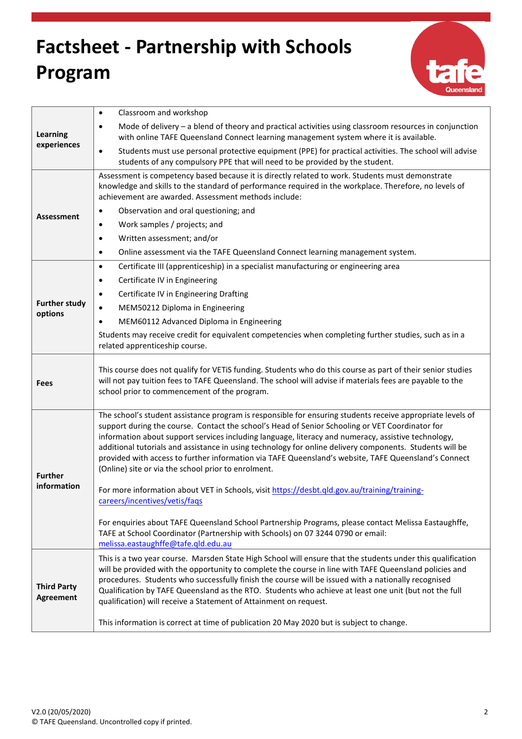# Factsheet - Partnership with Schools Program

| | |
|---|---|
| **Learning experiences** | • Classroom and workshop<br>• Mode of delivery – a blend of theory and practical activities using classroom resources in conjunction with online TAFE Queensland Connect learning management system where it is available.<br>• Students must use personal protective equipment (PPE) for practical activities. The school will advise students of any compulsory PPE that will need to be provided by the student. |
| **Assessment** | Assessment is competency based because it is directly related to work. Students must demonstrate knowledge and skills to the standard of performance required in the workplace. Therefore, no levels of achievement are awarded. Assessment methods include:<br>• Observation and oral questioning; and<br>• Work samples / projects; and<br>• Written assessment; and/or<br>• Online assessment via the TAFE Queensland Connect learning management system. |
| **Further study options** | • Certificate III (apprenticeship) in a specialist manufacturing or engineering area<br>• Certificate IV in Engineering<br>• Certificate IV in Engineering Drafting<br>• MEM50212 Diploma in Engineering<br>• MEM60112 Advanced Diploma in Engineering<br>Students may receive credit for equivalent competencies when completing further studies, such as in a related apprenticeship course. |
| **Fees** | This course does not qualify for VETiS funding. Students who do this course as part of their senior studies will not pay tuition fees to TAFE Queensland. The school will advise if materials fees are payable to the school prior to commencement of the program. |
| **Further information** | The school's student assistance program is responsible for ensuring students receive appropriate levels of support during the course. Contact the school's Head of Senior Schooling or VET Coordinator for information about support services including language, literacy and numeracy, assistive technology, additional tutorials and assistance in using technology for online delivery components. Students will be provided with access to further information via TAFE Queensland's website, TAFE Queensland's Connect (Online) site or via the school prior to enrolment.<br><br>For more information about VET in Schools, visit https://desbt.qld.gov.au/training/training-careers/incentives/vetis/faqs<br><br>For enquiries about TAFE Queensland School Partnership Programs, please contact Melissa Eastaughffe, TAFE at School Coordinator (Partnership with Schools) on 07 3244 0790 or email: melissa.eastaughffe@tafe.qld.edu.au |
| **Third Party Agreement** | This is a two year course. Marsden State High School will ensure that the students under this qualification will be provided with the opportunity to complete the course in line with TAFE Queensland policies and procedures. Students who successfully finish the course will be issued with a nationally recognised Qualification by TAFE Queensland as the RTO. Students who achieve at least one unit (but not the full qualification) will receive a Statement of Attainment on request.<br><br>This information is correct at time of publication 20 May 2020 but is subject to change. |

V2.0 (20/05/2020)
© TAFE Queensland. Uncontrolled copy if printed.